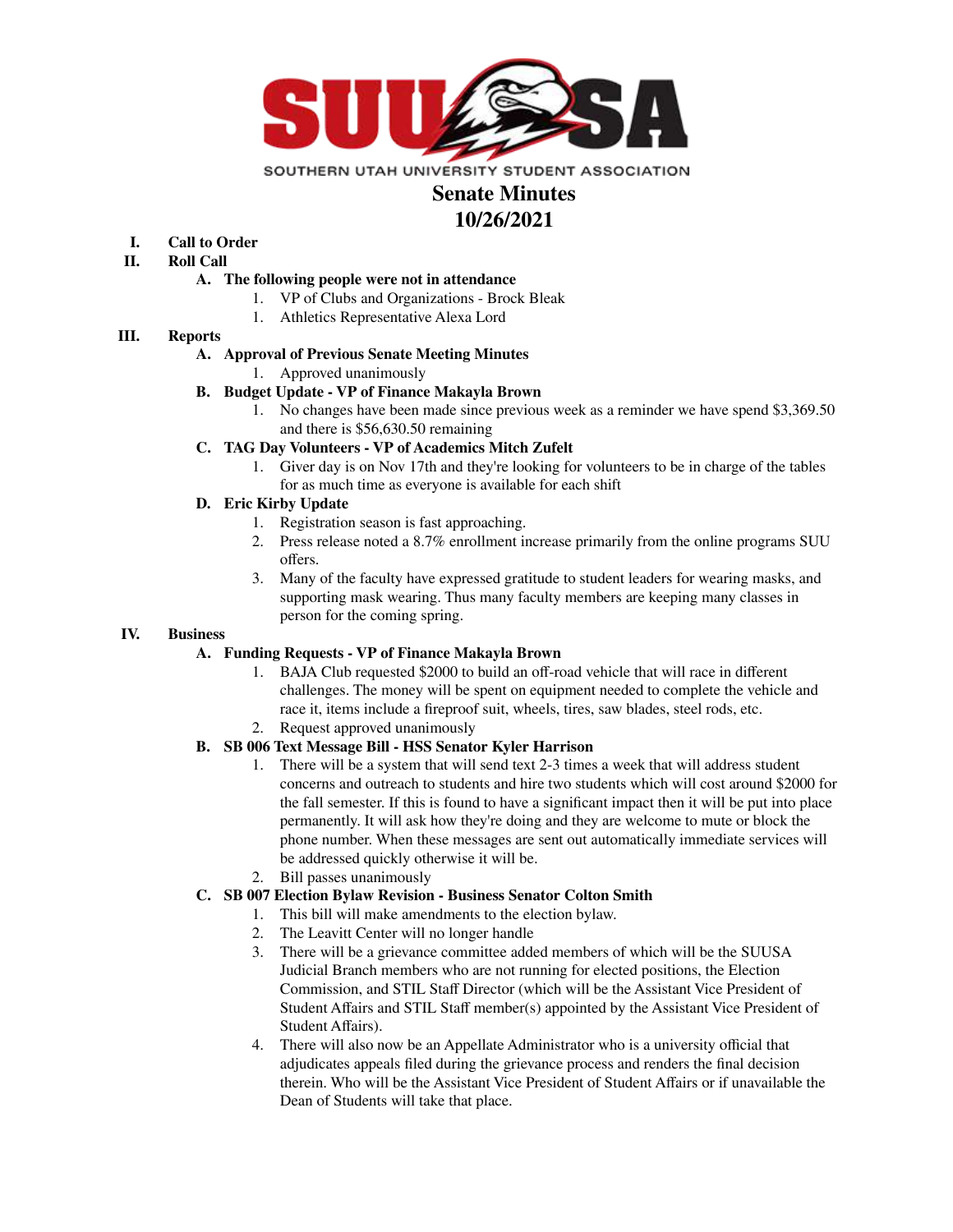SOUTHERN UTAH UNIVERSITY STUDENT ASSOCIATION

# Senate Minutes
# 10/26/2021

I. **Call to Order**

II. **Roll Call**

   A. **The following people were not in attendance**

      1. VP of Clubs and Organizations - Brock Bleak
      1. Athletics Representative Alexa Lord

III. **Reports**

   A. **Approval of Previous Senate Meeting Minutes**

      1. Approved unanimously

   B. **Budget Update - VP of Finance Makayla Brown**

      1. No changes have been made since previous week as a reminder we have spend $3,369.50 and there is $56,630.50 remaining

   C. **TAG Day Volunteers - VP of Academics Mitch Zufelt**

      1. Giver day is on Nov 17th and they're looking for volunteers to be in charge of the tables for as much time as everyone is available for each shift

   D. **Eric Kirby Update**

      1. Registration season is fast approaching.
      2. Press release noted a 8.7% enrollment increase primarily from the online programs SUU offers.
      3. Many of the faculty have expressed gratitude to student leaders for wearing masks, and supporting mask wearing. Thus many faculty members are keeping many classes in person for the coming spring.

IV. **Business**

   A. **Funding Requests - VP of Finance Makayla Brown**

      1. BAJA Club requested $2000 to build an off-road vehicle that will race in different challenges. The money will be spent on equipment needed to complete the vehicle and race it, items include a fireproof suit, wheels, tires, saw blades, steel rods, etc.
      2. Request approved unanimously

   B. **SB 006 Text Message Bill - HSS Senator Kyler Harrison**

      1. There will be a system that will send text 2-3 times a week that will address student concerns and outreach to students and hire two students which will cost around $2000 for the fall semester. If this is found to have a significant impact then it will be put into place permanently. It will ask how they're doing and they are welcome to mute or block the phone number. When these messages are sent out automatically immediate services will be addressed quickly otherwise it will be.
      2. Bill passes unanimously

   C. **SB 007 Election Bylaw Revision - Business Senator Colton Smith**

      1. This bill will make amendments to the election bylaw.
      2. The Leavitt Center will no longer handle
      3. There will be a grievance committee added members of which will be the SUUSA Judicial Branch members who are not running for elected positions, the Election Commission, and STIL Staff Director (which will be the Assistant Vice President of Student Affairs and STIL Staff member(s) appointed by the Assistant Vice President of Student Affairs).
      4. There will also now be an Appellate Administrator who is a university official that adjudicates appeals filed during the grievance process and renders the final decision therein. Who will be the Assistant Vice President of Student Affairs or if unavailable the Dean of Students will take that place.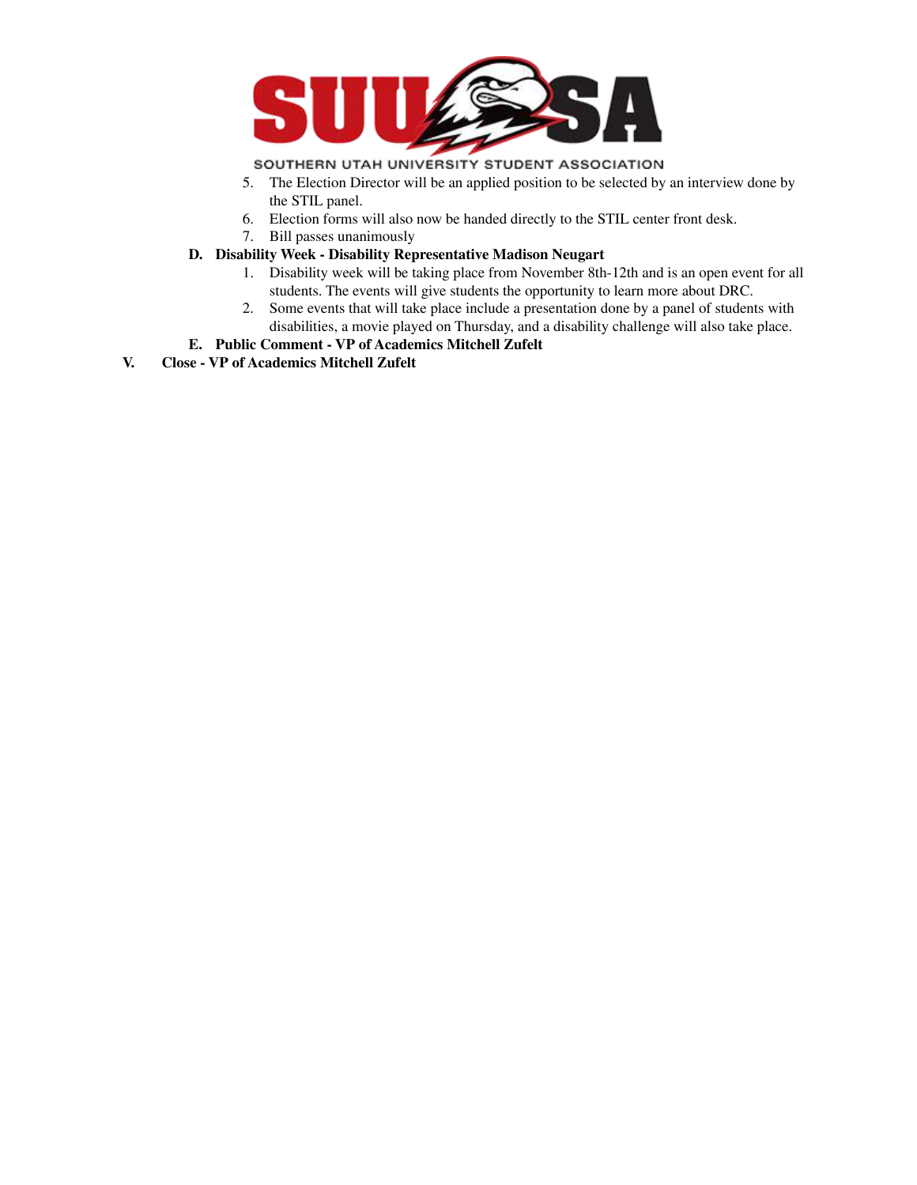5. The Election Director will be an applied position to be selected by an interview done by the STIL panel.
6. Election forms will also now be handed directly to the STIL center front desk.
7. Bill passes unanimously

**D. Disability Week - Disability Representative Madison Neugart**

1. Disability week will be taking place from November 8th-12th and is an open event for all students. The events will give students the opportunity to learn more about DRC.
2. Some events that will take place include a presentation done by a panel of students with disabilities, a movie played on Thursday, and a disability challenge will also take place.

**E. Public Comment - VP of Academics Mitchell Zufelt**

**V. Close - VP of Academics Mitchell Zufelt**